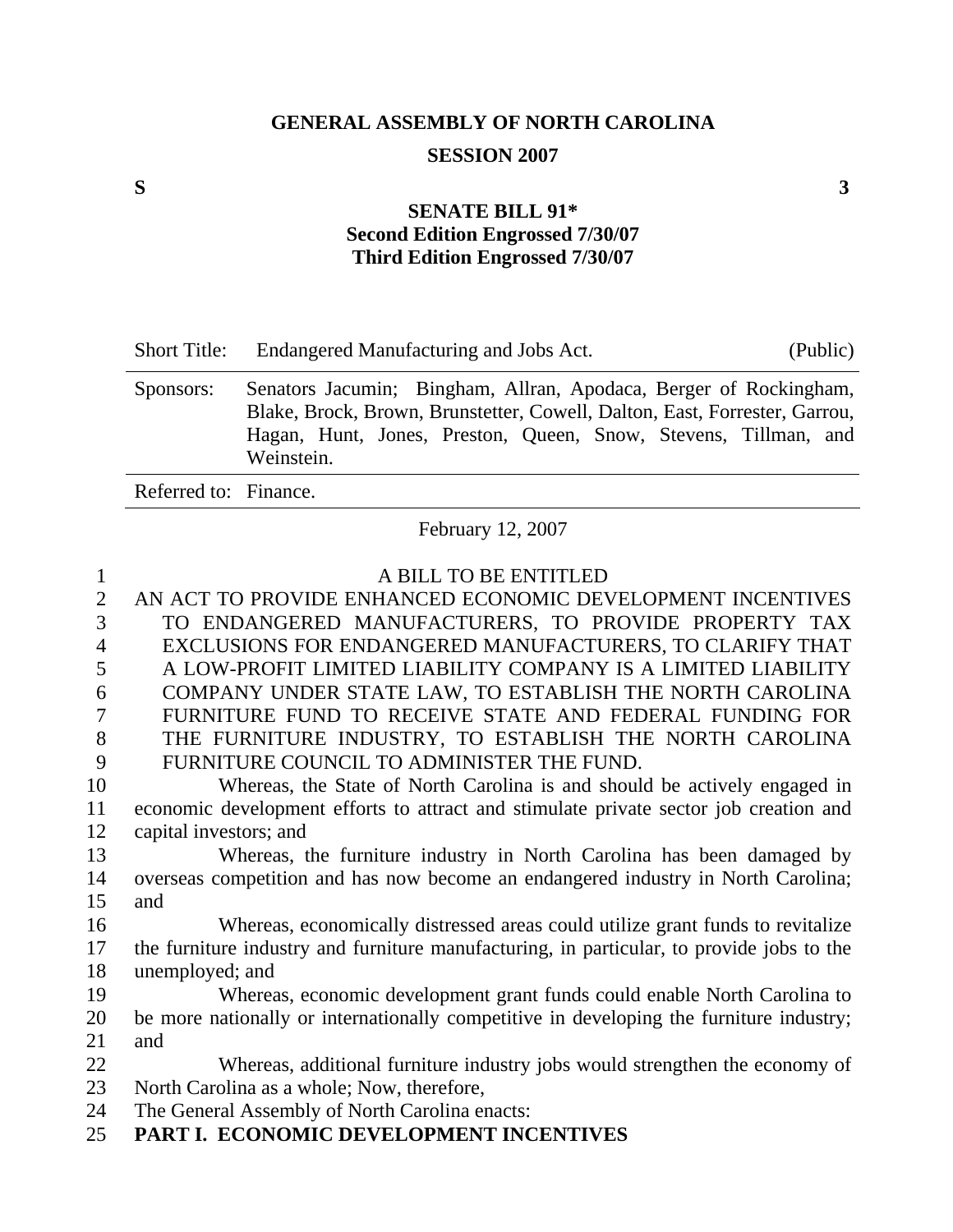**GENERAL ASSEMBLY OF NORTH CAROLINA**

**SESSION 2007**

**S** **3**

**SENATE BILL 91***
**Second Edition Engrossed 7/30/07**
**Third Edition Engrossed 7/30/07**

| | | |
|---|---|---|
| Short Title: | Endangered Manufacturing and Jobs Act. | (Public) |
| Sponsors: | Senators Jacumin; Bingham, Allran, Apodaca, Berger of Rockingham, Blake, Brock, Brown, Brunstetter, Cowell, Dalton, East, Forrester, Garrou, Hagan, Hunt, Jones, Preston, Queen, Snow, Stevens, Tillman, and Weinstein. | |
| Referred to: | Finance. | |

February 12, 2007

A BILL TO BE ENTITLED

AN ACT TO PROVIDE ENHANCED ECONOMIC DEVELOPMENT INCENTIVES TO ENDANGERED MANUFACTURERS, TO PROVIDE PROPERTY TAX EXCLUSIONS FOR ENDANGERED MANUFACTURERS, TO CLARIFY THAT A LOW-PROFIT LIMITED LIABILITY COMPANY IS A LIMITED LIABILITY COMPANY UNDER STATE LAW, TO ESTABLISH THE NORTH CAROLINA FURNITURE FUND TO RECEIVE STATE AND FEDERAL FUNDING FOR THE FURNITURE INDUSTRY, TO ESTABLISH THE NORTH CAROLINA FURNITURE COUNCIL TO ADMINISTER THE FUND.

Whereas, the State of North Carolina is and should be actively engaged in economic development efforts to attract and stimulate private sector job creation and capital investors; and

Whereas, the furniture industry in North Carolina has been damaged by overseas competition and has now become an endangered industry in North Carolina; and

Whereas, economically distressed areas could utilize grant funds to revitalize the furniture industry and furniture manufacturing, in particular, to provide jobs to the unemployed; and

Whereas, economic development grant funds could enable North Carolina to be more nationally or internationally competitive in developing the furniture industry; and

Whereas, additional furniture industry jobs would strengthen the economy of North Carolina as a whole; Now, therefore,

The General Assembly of North Carolina enacts:

**PART I. ECONOMIC DEVELOPMENT INCENTIVES**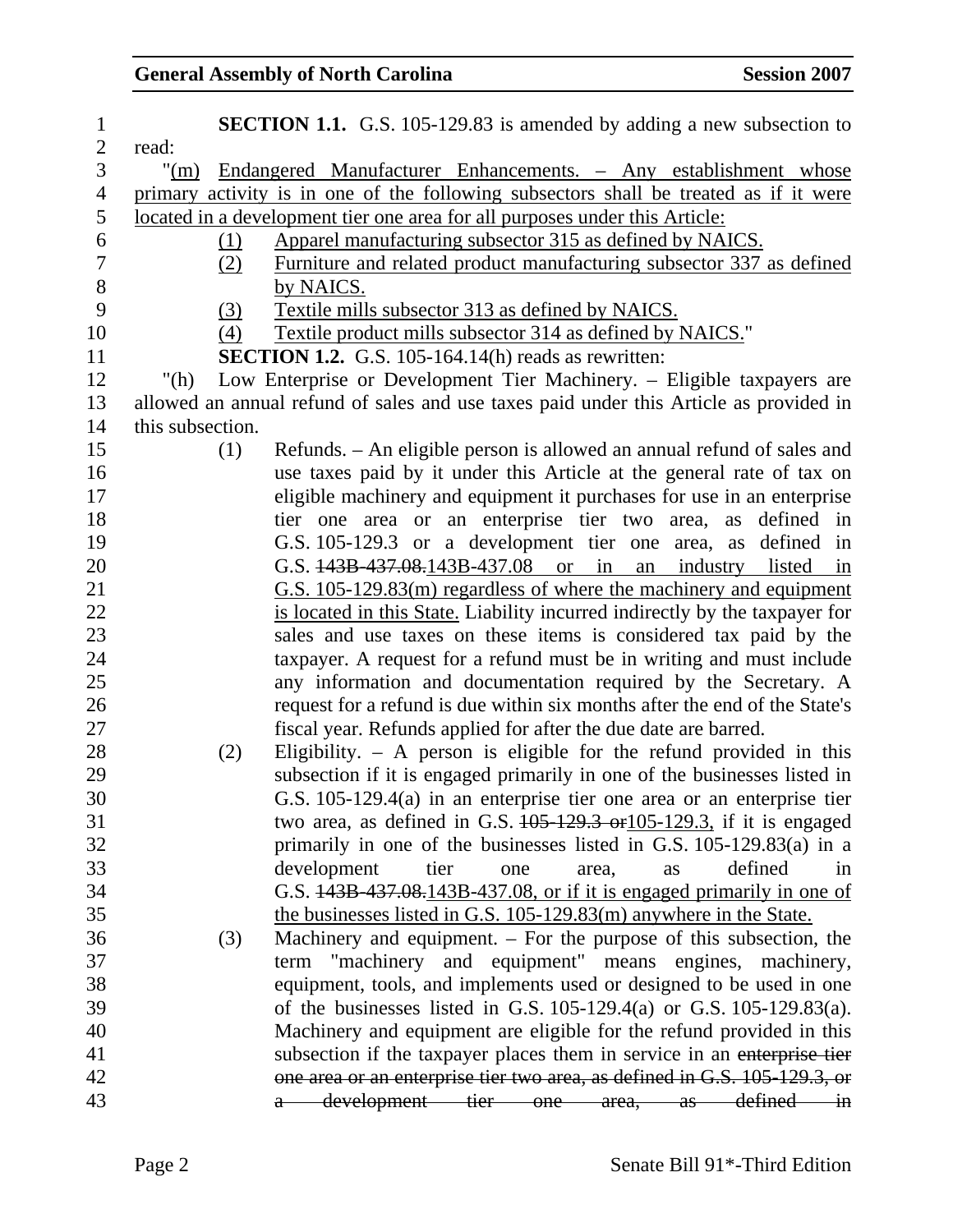**SECTION 1.1.** G.S. 105-129.83 is amended by adding a new subsection to read:

"(m) Endangered Manufacturer Enhancements. – Any establishment whose primary activity is in one of the following subsectors shall be treated as if it were located in a development tier one area for all purposes under this Article:

(1) Apparel manufacturing subsector 315 as defined by NAICS.

(2) Furniture and related product manufacturing subsector 337 as defined by NAICS.

(3) Textile mills subsector 313 as defined by NAICS.

(4) Textile product mills subsector 314 as defined by NAICS."

**SECTION 1.2.** G.S. 105-164.14(h) reads as rewritten:

"(h) Low Enterprise or Development Tier Machinery. – Eligible taxpayers are allowed an annual refund of sales and use taxes paid under this Article as provided in this subsection.

(1) Refunds. – An eligible person is allowed an annual refund of sales and use taxes paid by it under this Article at the general rate of tax on eligible machinery and equipment it purchases for use in an enterprise tier one area or an enterprise tier two area, as defined in G.S. 105-129.3 or a development tier one area, as defined in G.S. ~~143B-437.08.~~143B-437.08 or in an industry listed in G.S. 105-129.83(m) regardless of where the machinery and equipment is located in this State. Liability incurred indirectly by the taxpayer for sales and use taxes on these items is considered tax paid by the taxpayer. A request for a refund must be in writing and must include any information and documentation required by the Secretary. A request for a refund is due within six months after the end of the State's fiscal year. Refunds applied for after the due date are barred.

(2) Eligibility. – A person is eligible for the refund provided in this subsection if it is engaged primarily in one of the businesses listed in G.S. 105-129.4(a) in an enterprise tier one area or an enterprise tier two area, as defined in G.S. ~~105-129.3 or~~105-129.3, if it is engaged primarily in one of the businesses listed in G.S. 105-129.83(a) in a development tier one area, as defined in G.S. ~~143B-437.08.~~143B-437.08, or if it is engaged primarily in one of the businesses listed in G.S. 105-129.83(m) anywhere in the State.

(3) Machinery and equipment. – For the purpose of this subsection, the term "machinery and equipment" means engines, machinery, equipment, tools, and implements used or designed to be used in one of the businesses listed in G.S. 105-129.4(a) or G.S. 105-129.83(a). Machinery and equipment are eligible for the refund provided in this subsection if the taxpayer places them in service in an ~~enterprise tier one area or an enterprise tier two area, as defined in G.S. 105-129.3, or a development tier one area, as defined in~~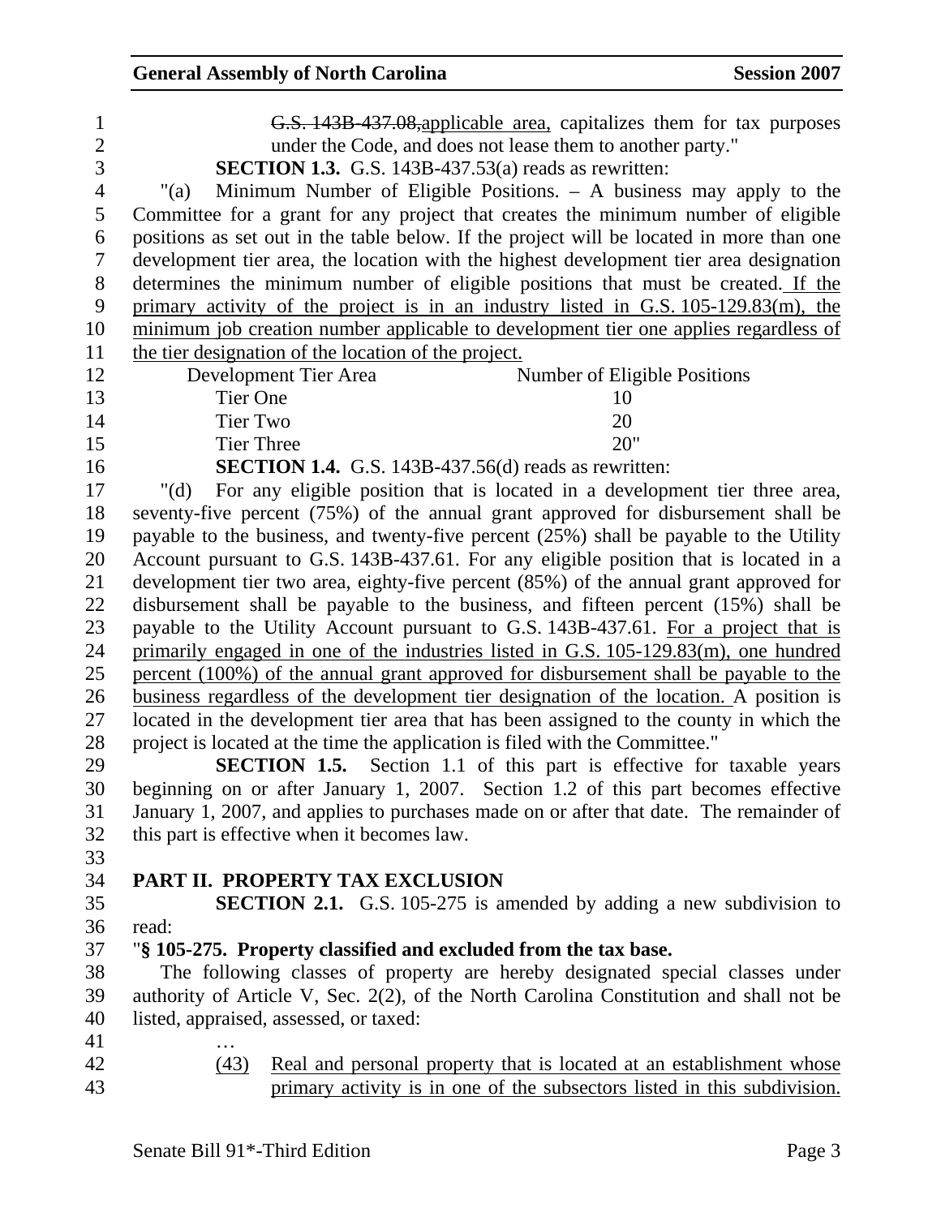~~G.S. 143B-437.08,~~applicable area, capitalizes them for tax purposes under the Code, and does not lease them to another party."

**SECTION 1.3.** G.S. 143B-437.53(a) reads as rewritten:

"(a) Minimum Number of Eligible Positions. – A business may apply to the Committee for a grant for any project that creates the minimum number of eligible positions as set out in the table below. If the project will be located in more than one development tier area, the location with the highest development tier area designation determines the minimum number of eligible positions that must be created. If the primary activity of the project is in an industry listed in G.S. 105-129.83(m), the minimum job creation number applicable to development tier one applies regardless of the tier designation of the location of the project.

| Development Tier Area | Number of Eligible Positions |
|---|---|
| Tier One | 10 |
| Tier Two | 20 |
| Tier Three | 20" |

**SECTION 1.4.** G.S. 143B-437.56(d) reads as rewritten:

"(d) For any eligible position that is located in a development tier three area, seventy-five percent (75%) of the annual grant approved for disbursement shall be payable to the business, and twenty-five percent (25%) shall be payable to the Utility Account pursuant to G.S. 143B-437.61. For any eligible position that is located in a development tier two area, eighty-five percent (85%) of the annual grant approved for disbursement shall be payable to the business, and fifteen percent (15%) shall be payable to the Utility Account pursuant to G.S. 143B-437.61. For a project that is primarily engaged in one of the industries listed in G.S. 105-129.83(m), one hundred percent (100%) of the annual grant approved for disbursement shall be payable to the business regardless of the development tier designation of the location. A position is located in the development tier area that has been assigned to the county in which the project is located at the time the application is filed with the Committee."

**SECTION 1.5.** Section 1.1 of this part is effective for taxable years beginning on or after January 1, 2007. Section 1.2 of this part becomes effective January 1, 2007, and applies to purchases made on or after that date. The remainder of this part is effective when it becomes law.

## PART II. PROPERTY TAX EXCLUSION

**SECTION 2.1.** G.S. 105-275 is amended by adding a new subdivision to read:

"**§ 105-275. Property classified and excluded from the tax base.**

The following classes of property are hereby designated special classes under authority of Article V, Sec. 2(2), of the North Carolina Constitution and shall not be listed, appraised, assessed, or taxed:

…

(43) Real and personal property that is located at an establishment whose primary activity is in one of the subsectors listed in this subdivision.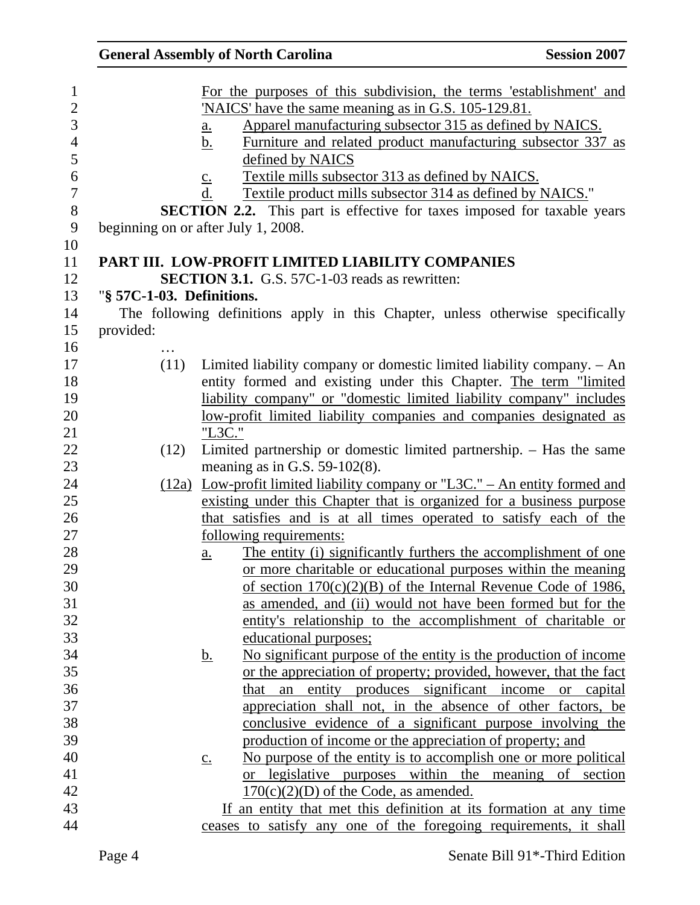For the purposes of this subdivision, the terms 'establishment' and 'NAICS' have the same meaning as in G.S. 105-129.81.

a. Apparel manufacturing subsector 315 as defined by NAICS.
b. Furniture and related product manufacturing subsector 337 as defined by NAICS
c. Textile mills subsector 313 as defined by NAICS.
d. Textile product mills subsector 314 as defined by NAICS."

**SECTION 2.2.** This part is effective for taxes imposed for taxable years beginning on or after July 1, 2008.

## PART III. LOW-PROFIT LIMITED LIABILITY COMPANIES

**SECTION 3.1.** G.S. 57C-1-03 reads as rewritten:

"**§ 57C-1-03. Definitions.**

The following definitions apply in this Chapter, unless otherwise specifically provided:

…

(11) Limited liability company or domestic limited liability company. – An entity formed and existing under this Chapter. The term "limited liability company" or "domestic limited liability company" includes low-profit limited liability companies and companies designated as "L3C."

(12) Limited partnership or domestic limited partnership. – Has the same meaning as in G.S. 59-102(8).

(12a) Low-profit limited liability company or "L3C." – An entity formed and existing under this Chapter that is organized for a business purpose that satisfies and is at all times operated to satisfy each of the following requirements:

a. The entity (i) significantly furthers the accomplishment of one or more charitable or educational purposes within the meaning of section 170(c)(2)(B) of the Internal Revenue Code of 1986, as amended, and (ii) would not have been formed but for the entity's relationship to the accomplishment of charitable or educational purposes;
b. No significant purpose of the entity is the production of income or the appreciation of property; provided, however, that the fact that an entity produces significant income or capital appreciation shall not, in the absence of other factors, be conclusive evidence of a significant purpose involving the production of income or the appreciation of property; and
c. No purpose of the entity is to accomplish one or more political or legislative purposes within the meaning of section 170(c)(2)(D) of the Code, as amended.

If an entity that met this definition at its formation at any time ceases to satisfy any one of the foregoing requirements, it shall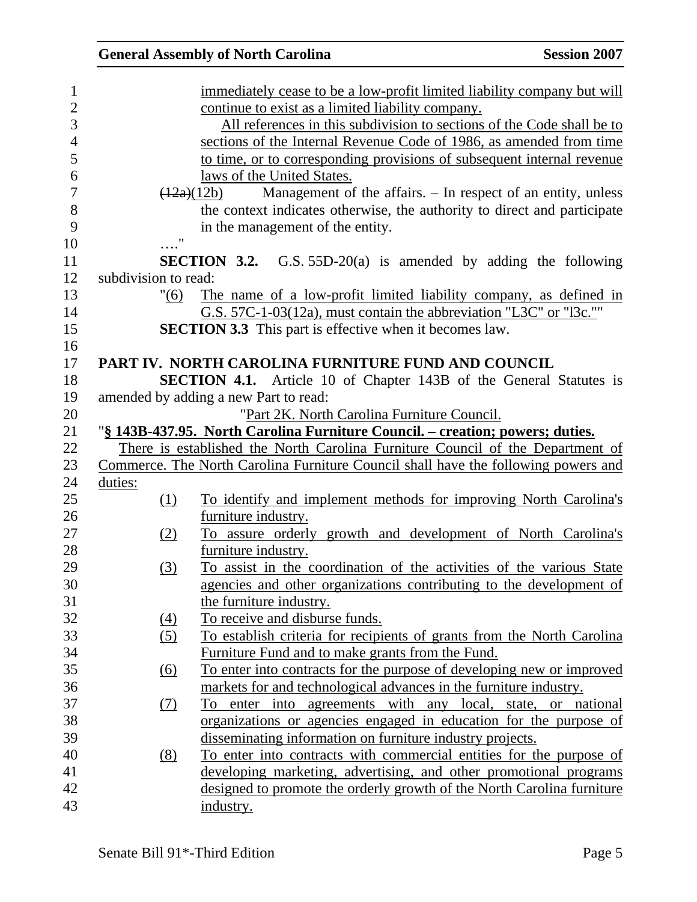immediately cease to be a low-profit limited liability company but will continue to exist as a limited liability company.

All references in this subdivision to sections of the Code shall be to sections of the Internal Revenue Code of 1986, as amended from time to time, or to corresponding provisions of subsequent internal revenue laws of the United States.

~~(12a)~~(12b) Management of the affairs. – In respect of an entity, unless the context indicates otherwise, the authority to direct and participate in the management of the entity.

…."

**SECTION 3.2.** G.S. 55D-20(a) is amended by adding the following subdivision to read:

"(6) The name of a low-profit limited liability company, as defined in G.S. 57C-1-03(12a), must contain the abbreviation "L3C" or "l3c.""

**SECTION 3.3** This part is effective when it becomes law.

**PART IV. NORTH CAROLINA FURNITURE FUND AND COUNCIL**

**SECTION 4.1.** Article 10 of Chapter 143B of the General Statutes is amended by adding a new Part to read:

"Part 2K. North Carolina Furniture Council.

"**§ 143B-437.95. North Carolina Furniture Council. – creation; powers; duties.**

There is established the North Carolina Furniture Council of the Department of Commerce. The North Carolina Furniture Council shall have the following powers and duties:

(1) To identify and implement methods for improving North Carolina's furniture industry.

(2) To assure orderly growth and development of North Carolina's furniture industry.

(3) To assist in the coordination of the activities of the various State agencies and other organizations contributing to the development of the furniture industry.

(4) To receive and disburse funds.

(5) To establish criteria for recipients of grants from the North Carolina Furniture Fund and to make grants from the Fund.

(6) To enter into contracts for the purpose of developing new or improved markets for and technological advances in the furniture industry.

(7) To enter into agreements with any local, state, or national organizations or agencies engaged in education for the purpose of disseminating information on furniture industry projects.

(8) To enter into contracts with commercial entities for the purpose of developing marketing, advertising, and other promotional programs designed to promote the orderly growth of the North Carolina furniture industry.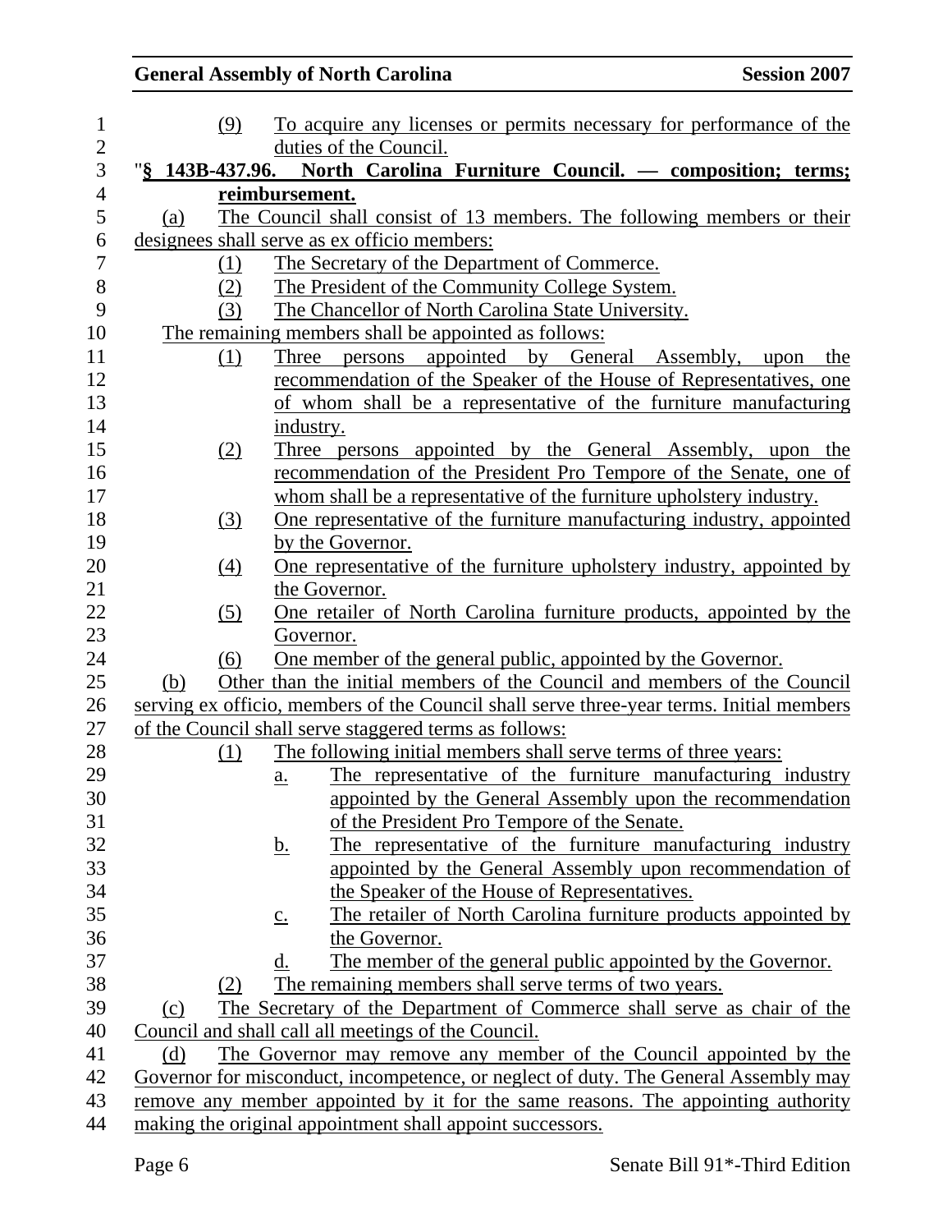(9) To acquire any licenses or permits necessary for performance of the duties of the Council.

"**§ 143B-437.96. North Carolina Furniture Council. — composition; terms; reimbursement.**

(a) The Council shall consist of 13 members. The following members or their designees shall serve as ex officio members:

(1) The Secretary of the Department of Commerce.

(2) The President of the Community College System.

(3) The Chancellor of North Carolina State University.

The remaining members shall be appointed as follows:

(1) Three persons appointed by General Assembly, upon the recommendation of the Speaker of the House of Representatives, one of whom shall be a representative of the furniture manufacturing industry.

(2) Three persons appointed by the General Assembly, upon the recommendation of the President Pro Tempore of the Senate, one of whom shall be a representative of the furniture upholstery industry.

(3) One representative of the furniture manufacturing industry, appointed by the Governor.

(4) One representative of the furniture upholstery industry, appointed by the Governor.

(5) One retailer of North Carolina furniture products, appointed by the Governor.

(6) One member of the general public, appointed by the Governor.

(b) Other than the initial members of the Council and members of the Council serving ex officio, members of the Council shall serve three-year terms. Initial members of the Council shall serve staggered terms as follows:

(1) The following initial members shall serve terms of three years:

a. The representative of the furniture manufacturing industry appointed by the General Assembly upon the recommendation of the President Pro Tempore of the Senate.

b. The representative of the furniture manufacturing industry appointed by the General Assembly upon recommendation of the Speaker of the House of Representatives.

c. The retailer of North Carolina furniture products appointed by the Governor.

d. The member of the general public appointed by the Governor.

(2) The remaining members shall serve terms of two years.

(c) The Secretary of the Department of Commerce shall serve as chair of the Council and shall call all meetings of the Council.

(d) The Governor may remove any member of the Council appointed by the Governor for misconduct, incompetence, or neglect of duty. The General Assembly may remove any member appointed by it for the same reasons. The appointing authority making the original appointment shall appoint successors.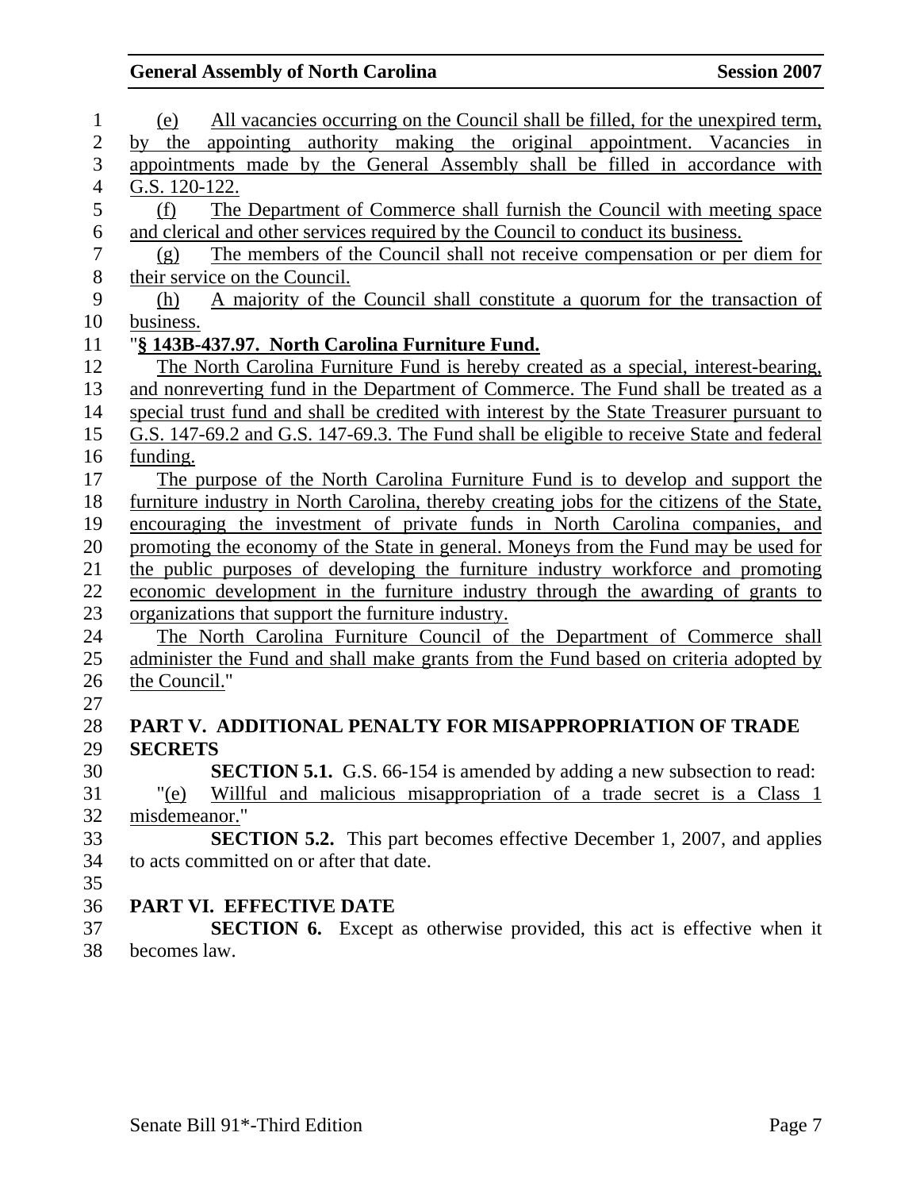(e) All vacancies occurring on the Council shall be filled, for the unexpired term, by the appointing authority making the original appointment. Vacancies in appointments made by the General Assembly shall be filled in accordance with G.S. 120-122.

(f) The Department of Commerce shall furnish the Council with meeting space and clerical and other services required by the Council to conduct its business.

(g) The members of the Council shall not receive compensation or per diem for their service on the Council.

(h) A majority of the Council shall constitute a quorum for the transaction of business.

"**§ 143B-437.97. North Carolina Furniture Fund.**

The North Carolina Furniture Fund is hereby created as a special, interest-bearing, and nonreverting fund in the Department of Commerce. The Fund shall be treated as a special trust fund and shall be credited with interest by the State Treasurer pursuant to G.S. 147-69.2 and G.S. 147-69.3. The Fund shall be eligible to receive State and federal funding.

The purpose of the North Carolina Furniture Fund is to develop and support the furniture industry in North Carolina, thereby creating jobs for the citizens of the State, encouraging the investment of private funds in North Carolina companies, and promoting the economy of the State in general. Moneys from the Fund may be used for the public purposes of developing the furniture industry workforce and promoting economic development in the furniture industry through the awarding of grants to organizations that support the furniture industry.

The North Carolina Furniture Council of the Department of Commerce shall administer the Fund and shall make grants from the Fund based on criteria adopted by the Council."

**PART V. ADDITIONAL PENALTY FOR MISAPPROPRIATION OF TRADE SECRETS**

**SECTION 5.1.** G.S. 66-154 is amended by adding a new subsection to read:

"(e) Willful and malicious misappropriation of a trade secret is a Class 1 misdemeanor."

**SECTION 5.2.** This part becomes effective December 1, 2007, and applies to acts committed on or after that date.

**PART VI. EFFECTIVE DATE**

**SECTION 6.** Except as otherwise provided, this act is effective when it becomes law.